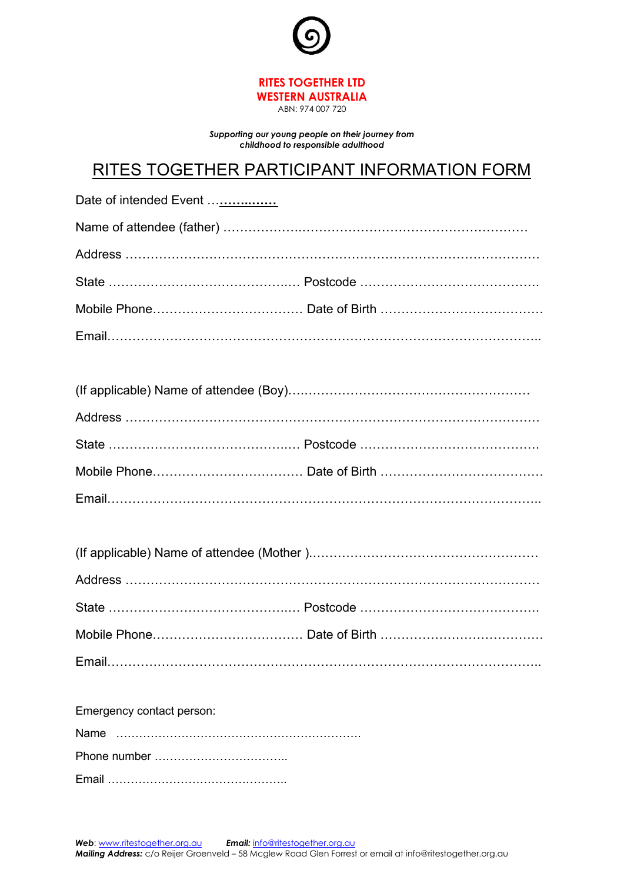**RITES TOGETHER LTD**
**WESTERN AUSTRALIA**
ABN: 974 007 720

***Supporting our young people on their journey from childhood to responsible adulthood***

# RITES TOGETHER PARTICIPANT INFORMATION FORM

Date of intended Event …**…………**

Name of attendee (father) ……………….…………………………………………….

Address ……………………………………………………………………………………

State ………………………………….…. Postcode ……………………………………

Mobile Phone……………………………… Date of Birth …………………………………

Email………………………………………………………………………………………..

(If applicable) Name of attendee (Boy)….………………………………………………

Address ……………………………………………………………………………………

State ………………………………….…. Postcode ……………………………………

Mobile Phone………………………….…… Date of Birth …….……………………………

Email………………………………………………………………………………………..

(If applicable) Name of attendee (Mother )………………………………………………

Address ……………………………………………………………………………………

State ………………………………….…. Postcode ……………………………………

Mobile Phone……………………………… Date of Birth …………………………………

Email………………………………………………………………………………………..

Emergency contact person:

Name ……………………………………………………….

Phone number ……………………………..

Email ………………………………………..

***Web***: www.ritestogether.org.au ***Email:*** info@ritestogether.org.au
***Mailing Address:*** c/o Reijer Groenveld – 58 Mcglew Road Glen Forrest or email at info@ritestogether.org.au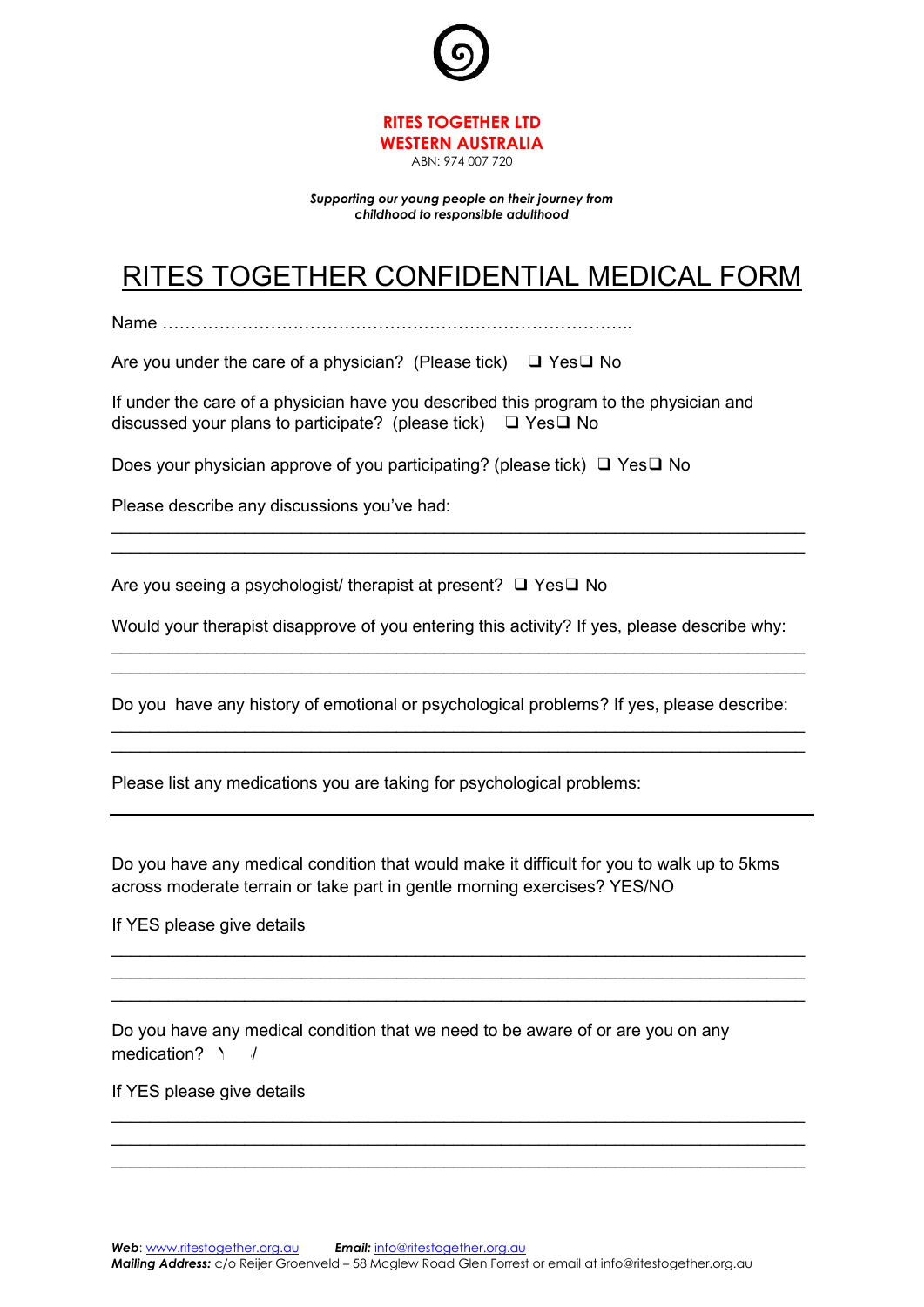**RITES TOGETHER LTD**
**WESTERN AUSTRALIA**
ABN: 974 007 720

***Supporting our young people on their journey from childhood to responsible adulthood***

# RITES TOGETHER CONFIDENTIAL MEDICAL FORM

Name ……………………………………………………………………………..

Are you under the care of a physician? (Please tick) ❑ Yes ❑ No

If under the care of a physician have you described this program to the physician and discussed your plans to participate? (please tick) ❑ Yes ❑ No

Does your physician approve of you participating? (please tick) ❑ Yes ❑ No

Please describe any discussions you've had:

___________________________________________________________________________
___________________________________________________________________________

Are you seeing a psychologist/ therapist at present? ❑ Yes ❑ No

Would your therapist disapprove of you entering this activity? If yes, please describe why:

___________________________________________________________________________
___________________________________________________________________________

Do you have any history of emotional or psychological problems? If yes, please describe:

___________________________________________________________________________
___________________________________________________________________________

Please list any medications you are taking for psychological problems:

___________________________________________________________________________

Do you have any medical condition that would make it difficult for you to walk up to 5kms across moderate terrain or take part in gentle morning exercises? YES/NO

If YES please give details

___________________________________________________________________________
___________________________________________________________________________
___________________________________________________________________________

Do you have any medical condition that we need to be aware of or are you on any medication? Y / N

If YES please give details

___________________________________________________________________________
___________________________________________________________________________
___________________________________________________________________________

***Web***: www.ritestogether.org.au ***Email:*** info@ritestogether.org.au
***Mailing Address:*** c/o Reijer Groenveld – 58 Mcglew Road Glen Forrest or email at info@ritestogether.org.au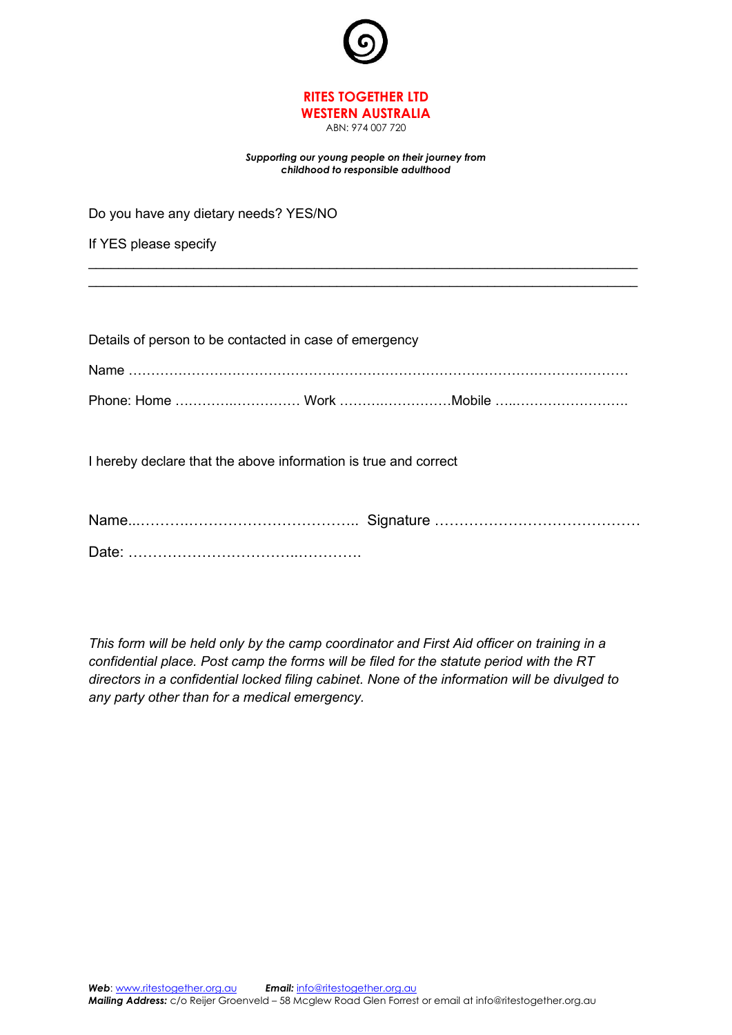**RITES TOGETHER LTD**
**WESTERN AUSTRALIA**
ABN: 974 007 720

***Supporting our young people on their journey from childhood to responsible adulthood***

Do you have any dietary needs? YES/NO

If YES please specify

\_\_\_\_\_\_\_\_\_\_\_\_\_\_\_\_\_\_\_\_\_\_\_\_\_\_\_\_\_\_\_\_\_\_\_\_\_\_\_\_\_\_\_\_\_\_\_\_\_\_\_\_\_\_\_\_\_\_\_\_\_\_\_\_\_\_\_\_\_\_\_\_\_\_\_\_\_\_
\_\_\_\_\_\_\_\_\_\_\_\_\_\_\_\_\_\_\_\_\_\_\_\_\_\_\_\_\_\_\_\_\_\_\_\_\_\_\_\_\_\_\_\_\_\_\_\_\_\_\_\_\_\_\_\_\_\_\_\_\_\_\_\_\_\_\_\_\_\_\_\_\_\_\_\_\_\_

Details of person to be contacted in case of emergency

Name ………………………………………………………………………………………………

Phone: Home …………..…………… Work ……….……………Mobile …..……………………

I hereby declare that the above information is true and correct

Name...………….…………………………….. Signature ……………………………………

Date: ……………………………..………….

*This form will be held only by the camp coordinator and First Aid officer on training in a confidential place. Post camp the forms will be filed for the statute period with the RT directors in a confidential locked filing cabinet. None of the information will be divulged to any party other than for a medical emergency.*

***Web***: www.ritestogether.org.au ***Email:*** info@ritestogether.org.au
***Mailing Address:*** c/o Reijer Groenveld – 58 Mcglew Road Glen Forrest or email at info@ritestogether.org.au